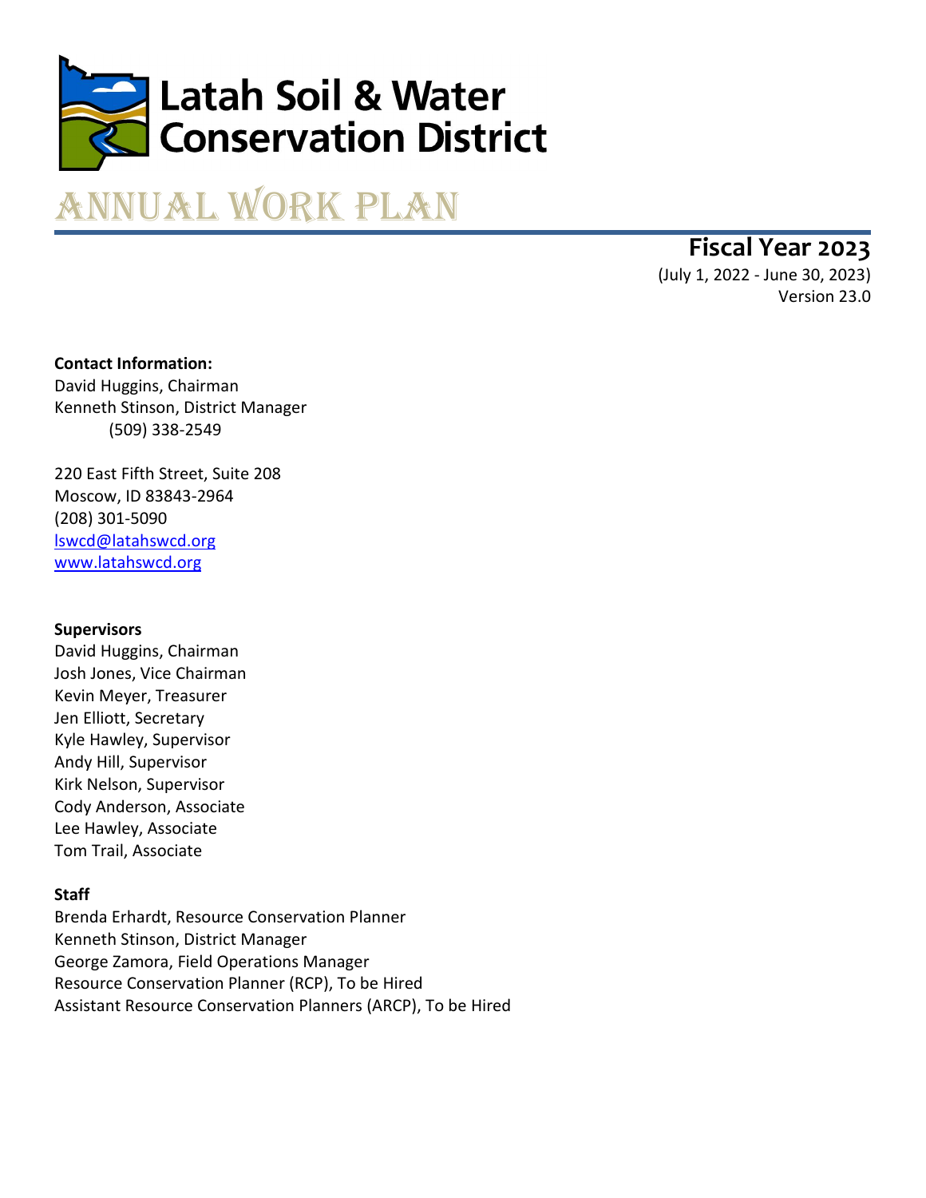# Latah Soil & Water Conservation District

# Annual Work Plan

## Fiscal Year 2023

(July 1, 2022 - June 30, 2023)
Version 23.0

**Contact Information:**
David Huggins, Chairman
Kenneth Stinson, District Manager
(509) 338-2549

220 East Fifth Street, Suite 208
Moscow, ID 83843-2964
(208) 301-5090
lswcd@latahswcd.org
www.latahswcd.org

**Supervisors**
David Huggins, Chairman
Josh Jones, Vice Chairman
Kevin Meyer, Treasurer
Jen Elliott, Secretary
Kyle Hawley, Supervisor
Andy Hill, Supervisor
Kirk Nelson, Supervisor
Cody Anderson, Associate
Lee Hawley, Associate
Tom Trail, Associate

**Staff**
Brenda Erhardt, Resource Conservation Planner
Kenneth Stinson, District Manager
George Zamora, Field Operations Manager
Resource Conservation Planner (RCP), To be Hired
Assistant Resource Conservation Planners (ARCP), To be Hired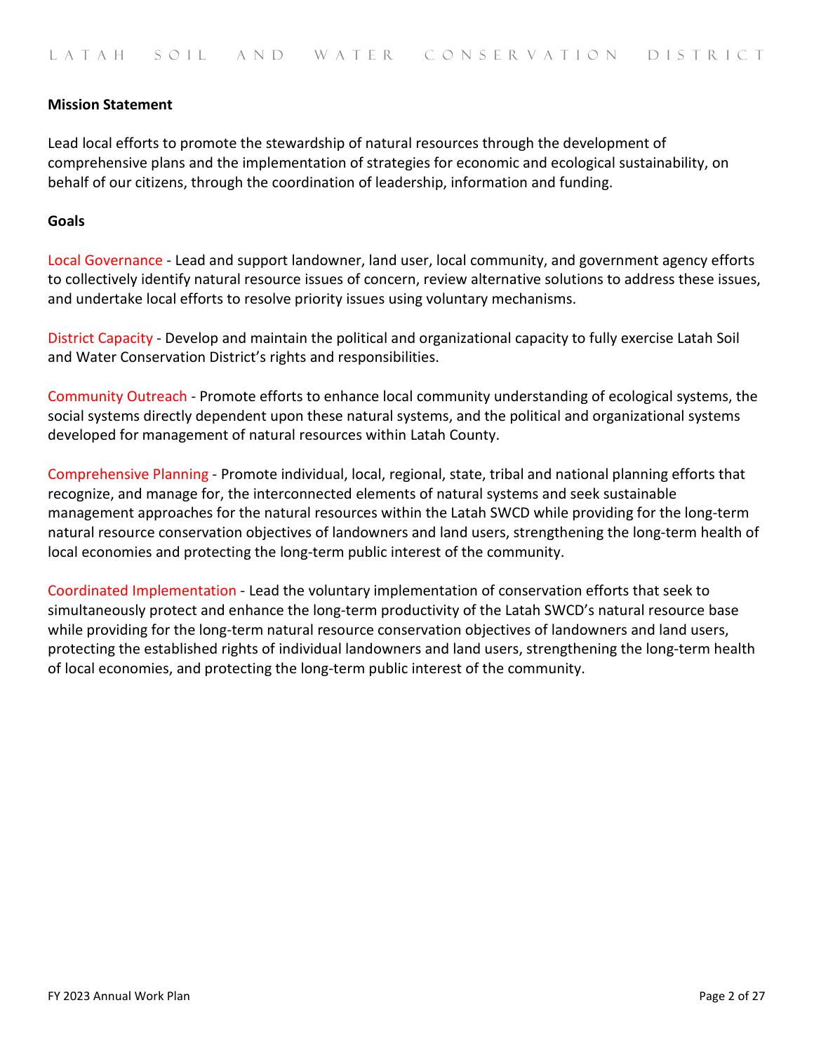## Mission Statement

Lead local efforts to promote the stewardship of natural resources through the development of comprehensive plans and the implementation of strategies for economic and ecological sustainability, on behalf of our citizens, through the coordination of leadership, information and funding.

## Goals

Local Governance - Lead and support landowner, land user, local community, and government agency efforts to collectively identify natural resource issues of concern, review alternative solutions to address these issues, and undertake local efforts to resolve priority issues using voluntary mechanisms.

District Capacity - Develop and maintain the political and organizational capacity to fully exercise Latah Soil and Water Conservation District's rights and responsibilities.

Community Outreach - Promote efforts to enhance local community understanding of ecological systems, the social systems directly dependent upon these natural systems, and the political and organizational systems developed for management of natural resources within Latah County.

Comprehensive Planning - Promote individual, local, regional, state, tribal and national planning efforts that recognize, and manage for, the interconnected elements of natural systems and seek sustainable management approaches for the natural resources within the Latah SWCD while providing for the long-term natural resource conservation objectives of landowners and land users, strengthening the long-term health of local economies and protecting the long-term public interest of the community.

Coordinated Implementation - Lead the voluntary implementation of conservation efforts that seek to simultaneously protect and enhance the long-term productivity of the Latah SWCD's natural resource base while providing for the long-term natural resource conservation objectives of landowners and land users, protecting the established rights of individual landowners and land users, strengthening the long-term health of local economies, and protecting the long-term public interest of the community.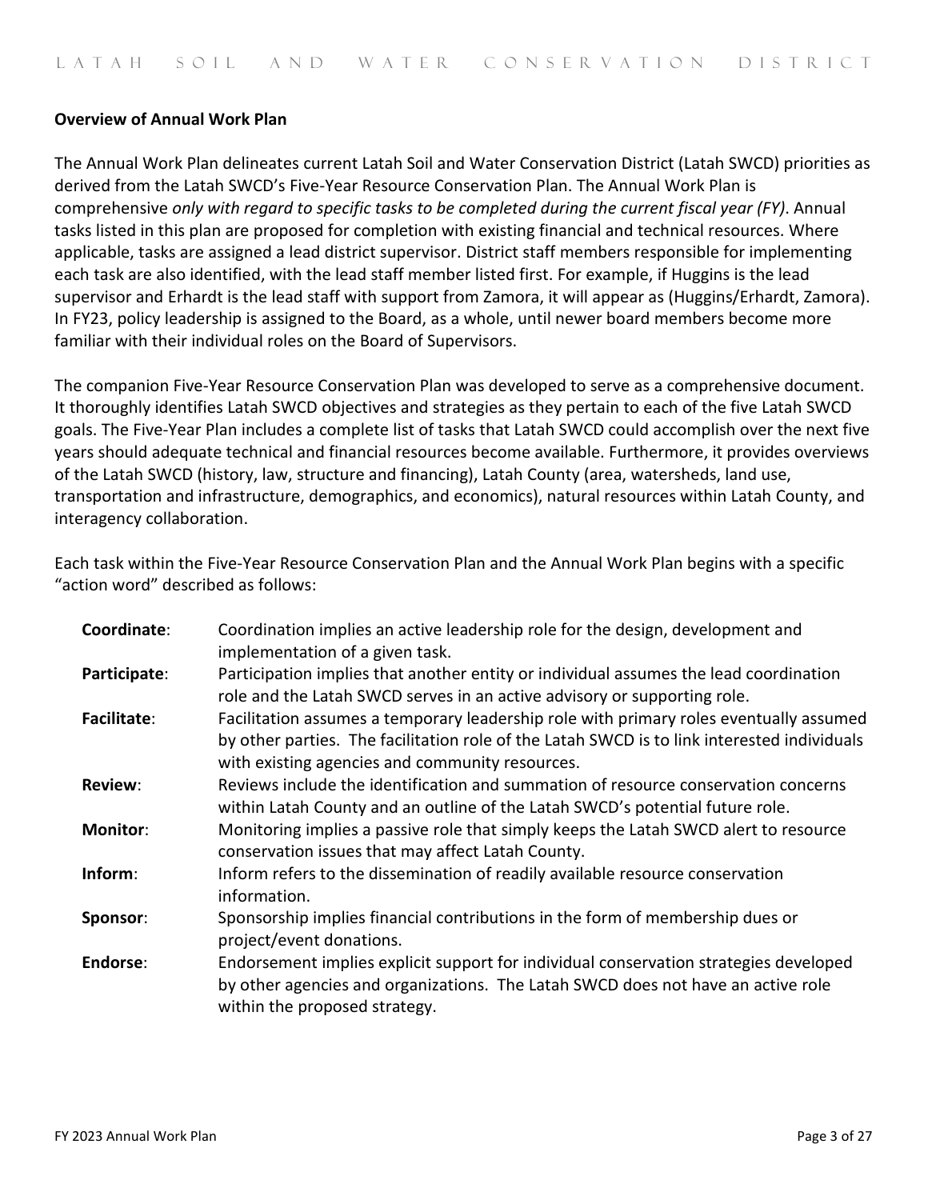**Overview of Annual Work Plan**

The Annual Work Plan delineates current Latah Soil and Water Conservation District (Latah SWCD) priorities as derived from the Latah SWCD's Five-Year Resource Conservation Plan. The Annual Work Plan is comprehensive *only with regard to specific tasks to be completed during the current fiscal year (FY)*. Annual tasks listed in this plan are proposed for completion with existing financial and technical resources. Where applicable, tasks are assigned a lead district supervisor. District staff members responsible for implementing each task are also identified, with the lead staff member listed first. For example, if Huggins is the lead supervisor and Erhardt is the lead staff with support from Zamora, it will appear as (Huggins/Erhardt, Zamora). In FY23, policy leadership is assigned to the Board, as a whole, until newer board members become more familiar with their individual roles on the Board of Supervisors.

The companion Five-Year Resource Conservation Plan was developed to serve as a comprehensive document. It thoroughly identifies Latah SWCD objectives and strategies as they pertain to each of the five Latah SWCD goals. The Five-Year Plan includes a complete list of tasks that Latah SWCD could accomplish over the next five years should adequate technical and financial resources become available. Furthermore, it provides overviews of the Latah SWCD (history, law, structure and financing), Latah County (area, watersheds, land use, transportation and infrastructure, demographics, and economics), natural resources within Latah County, and interagency collaboration.

Each task within the Five-Year Resource Conservation Plan and the Annual Work Plan begins with a specific "action word" described as follows:

**Coordinate**: Coordination implies an active leadership role for the design, development and implementation of a given task.

**Participate**: Participation implies that another entity or individual assumes the lead coordination role and the Latah SWCD serves in an active advisory or supporting role.

**Facilitate**: Facilitation assumes a temporary leadership role with primary roles eventually assumed by other parties. The facilitation role of the Latah SWCD is to link interested individuals with existing agencies and community resources.

**Review**: Reviews include the identification and summation of resource conservation concerns within Latah County and an outline of the Latah SWCD's potential future role.

**Monitor**: Monitoring implies a passive role that simply keeps the Latah SWCD alert to resource conservation issues that may affect Latah County.

**Inform**: Inform refers to the dissemination of readily available resource conservation information.

**Sponsor**: Sponsorship implies financial contributions in the form of membership dues or project/event donations.

**Endorse**: Endorsement implies explicit support for individual conservation strategies developed by other agencies and organizations. The Latah SWCD does not have an active role within the proposed strategy.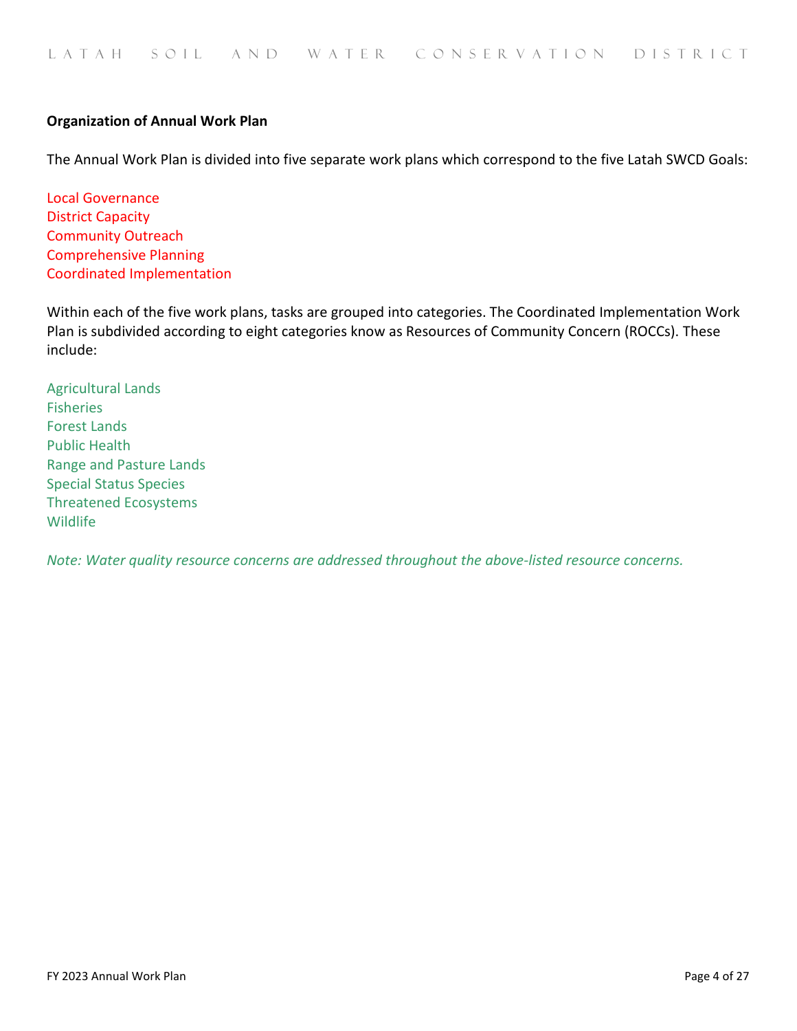**Organization of Annual Work Plan**

The Annual Work Plan is divided into five separate work plans which correspond to the five Latah SWCD Goals:

Local Governance
District Capacity
Community Outreach
Comprehensive Planning
Coordinated Implementation

Within each of the five work plans, tasks are grouped into categories. The Coordinated Implementation Work Plan is subdivided according to eight categories know as Resources of Community Concern (ROCCs). These include:

Agricultural Lands
Fisheries
Forest Lands
Public Health
Range and Pasture Lands
Special Status Species
Threatened Ecosystems
Wildlife

*Note: Water quality resource concerns are addressed throughout the above-listed resource concerns.*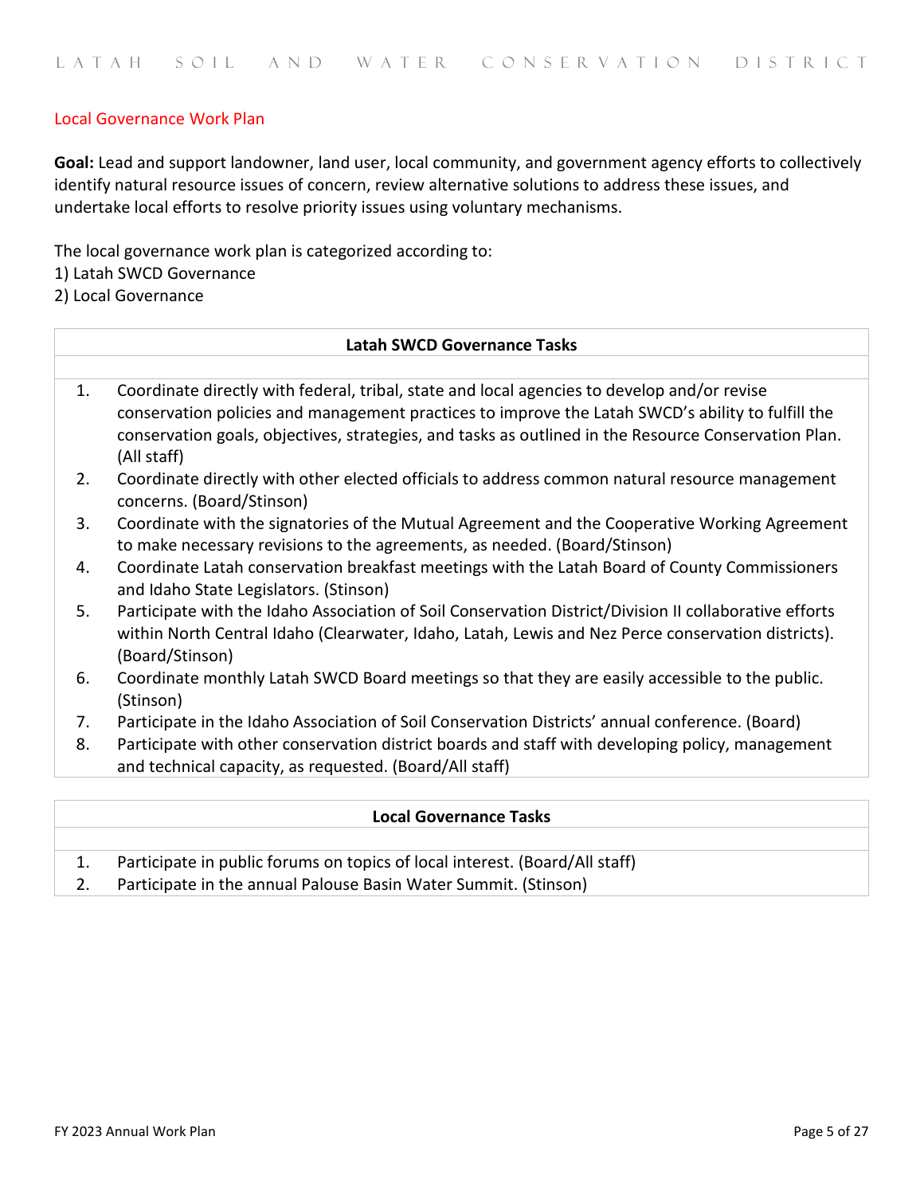## Local Governance Work Plan

**Goal:** Lead and support landowner, land user, local community, and government agency efforts to collectively identify natural resource issues of concern, review alternative solutions to address these issues, and undertake local efforts to resolve priority issues using voluntary mechanisms.

The local governance work plan is categorized according to:
1) Latah SWCD Governance
2) Local Governance

| Latah SWCD Governance Tasks |
| --- |
| 1. Coordinate directly with federal, tribal, state and local agencies to develop and/or revise conservation policies and management practices to improve the Latah SWCD's ability to fulfill the conservation goals, objectives, strategies, and tasks as outlined in the Resource Conservation Plan. (All staff) |
| 2. Coordinate directly with other elected officials to address common natural resource management concerns. (Board/Stinson) |
| 3. Coordinate with the signatories of the Mutual Agreement and the Cooperative Working Agreement to make necessary revisions to the agreements, as needed. (Board/Stinson) |
| 4. Coordinate Latah conservation breakfast meetings with the Latah Board of County Commissioners and Idaho State Legislators. (Stinson) |
| 5. Participate with the Idaho Association of Soil Conservation District/Division II collaborative efforts within North Central Idaho (Clearwater, Idaho, Latah, Lewis and Nez Perce conservation districts). (Board/Stinson) |
| 6. Coordinate monthly Latah SWCD Board meetings so that they are easily accessible to the public. (Stinson) |
| 7. Participate in the Idaho Association of Soil Conservation Districts' annual conference. (Board) |
| 8. Participate with other conservation district boards and staff with developing policy, management and technical capacity, as requested. (Board/All staff) |

| Local Governance Tasks |
| --- |
| 1. Participate in public forums on topics of local interest. (Board/All staff) |
| 2. Participate in the annual Palouse Basin Water Summit. (Stinson) |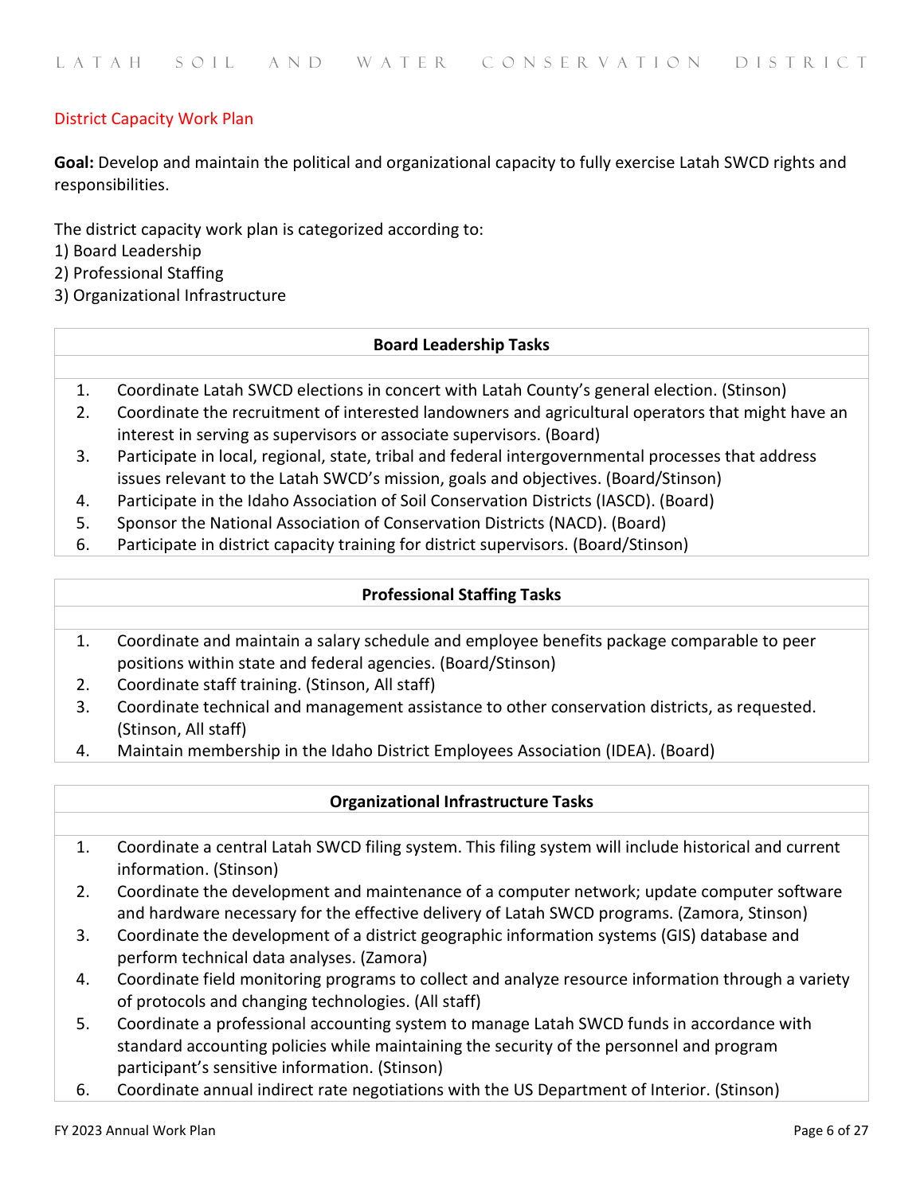## District Capacity Work Plan

**Goal:** Develop and maintain the political and organizational capacity to fully exercise Latah SWCD rights and responsibilities.

The district capacity work plan is categorized according to:
1) Board Leadership
2) Professional Staffing
3) Organizational Infrastructure

### Board Leadership Tasks

1. Coordinate Latah SWCD elections in concert with Latah County's general election. (Stinson)
2. Coordinate the recruitment of interested landowners and agricultural operators that might have an interest in serving as supervisors or associate supervisors. (Board)
3. Participate in local, regional, state, tribal and federal intergovernmental processes that address issues relevant to the Latah SWCD's mission, goals and objectives. (Board/Stinson)
4. Participate in the Idaho Association of Soil Conservation Districts (IASCD). (Board)
5. Sponsor the National Association of Conservation Districts (NACD). (Board)
6. Participate in district capacity training for district supervisors. (Board/Stinson)

### Professional Staffing Tasks

1. Coordinate and maintain a salary schedule and employee benefits package comparable to peer positions within state and federal agencies. (Board/Stinson)
2. Coordinate staff training. (Stinson, All staff)
3. Coordinate technical and management assistance to other conservation districts, as requested. (Stinson, All staff)
4. Maintain membership in the Idaho District Employees Association (IDEA). (Board)

### Organizational Infrastructure Tasks

1. Coordinate a central Latah SWCD filing system. This filing system will include historical and current information. (Stinson)
2. Coordinate the development and maintenance of a computer network; update computer software and hardware necessary for the effective delivery of Latah SWCD programs. (Zamora, Stinson)
3. Coordinate the development of a district geographic information systems (GIS) database and perform technical data analyses. (Zamora)
4. Coordinate field monitoring programs to collect and analyze resource information through a variety of protocols and changing technologies. (All staff)
5. Coordinate a professional accounting system to manage Latah SWCD funds in accordance with standard accounting policies while maintaining the security of the personnel and program participant's sensitive information. (Stinson)
6. Coordinate annual indirect rate negotiations with the US Department of Interior. (Stinson)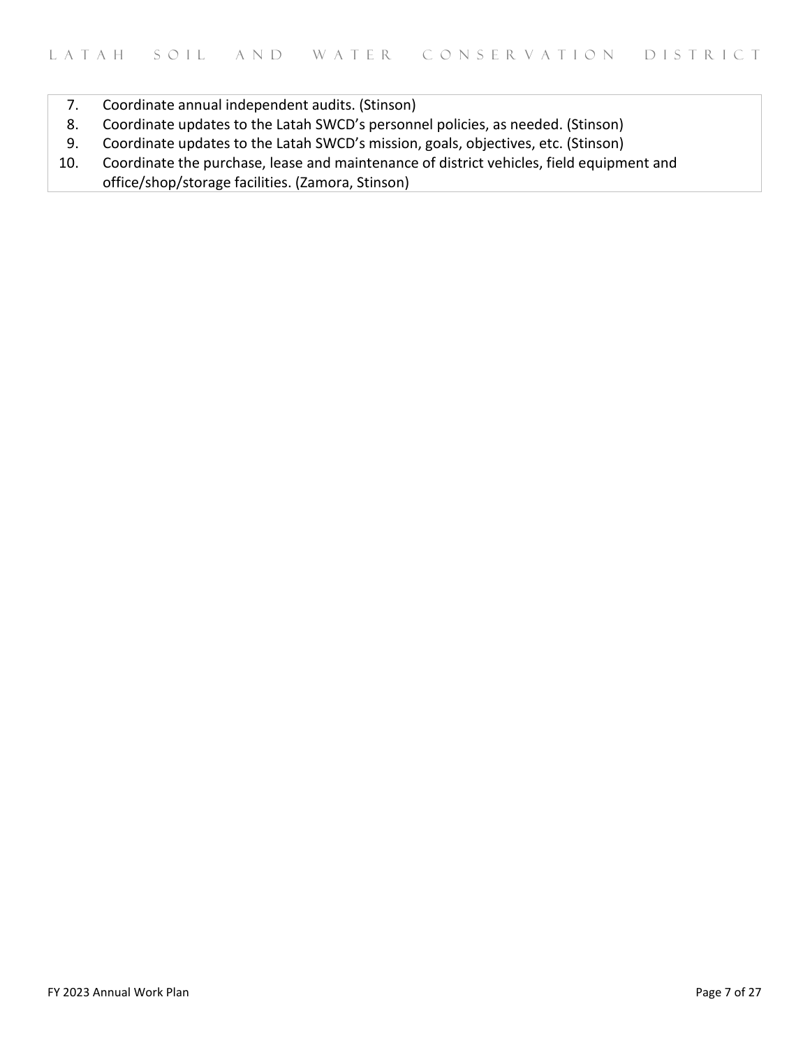7. Coordinate annual independent audits. (Stinson)
8. Coordinate updates to the Latah SWCD's personnel policies, as needed. (Stinson)
9. Coordinate updates to the Latah SWCD's mission, goals, objectives, etc. (Stinson)
10. Coordinate the purchase, lease and maintenance of district vehicles, field equipment and office/shop/storage facilities. (Zamora, Stinson)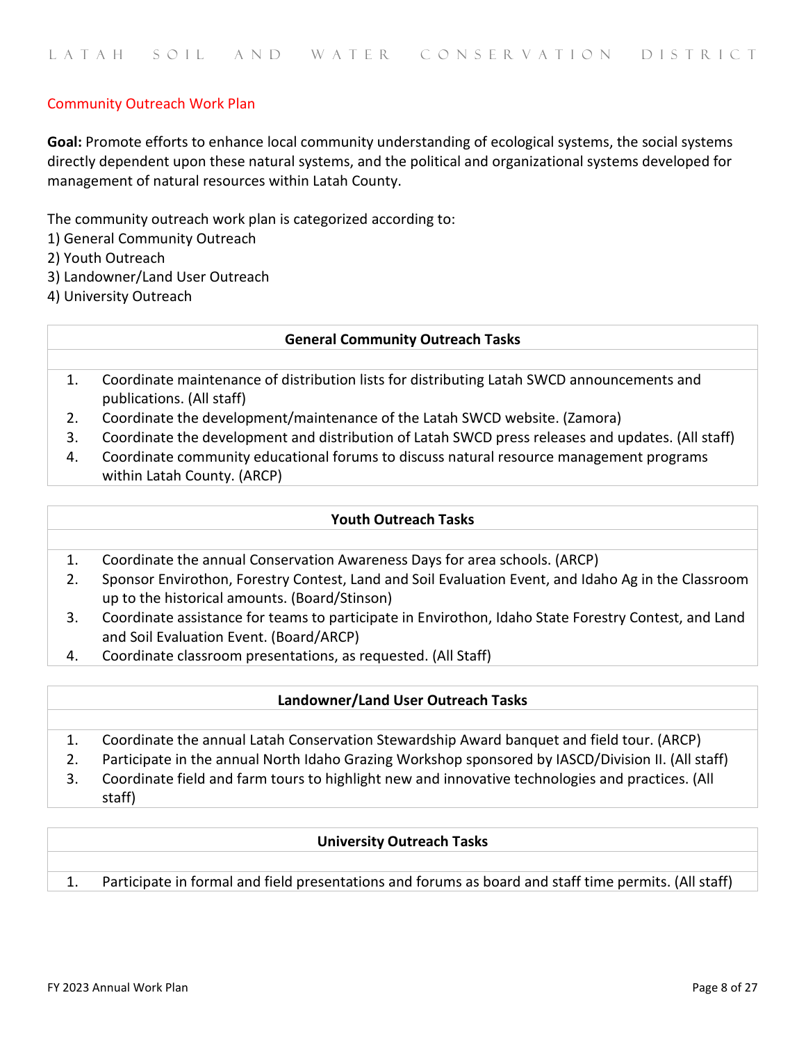## Community Outreach Work Plan

**Goal:** Promote efforts to enhance local community understanding of ecological systems, the social systems directly dependent upon these natural systems, and the political and organizational systems developed for management of natural resources within Latah County.

The community outreach work plan is categorized according to:
1) General Community Outreach
2) Youth Outreach
3) Landowner/Land User Outreach
4) University Outreach

### General Community Outreach Tasks

1. Coordinate maintenance of distribution lists for distributing Latah SWCD announcements and publications. (All staff)
2. Coordinate the development/maintenance of the Latah SWCD website. (Zamora)
3. Coordinate the development and distribution of Latah SWCD press releases and updates. (All staff)
4. Coordinate community educational forums to discuss natural resource management programs within Latah County. (ARCP)

### Youth Outreach Tasks

1. Coordinate the annual Conservation Awareness Days for area schools. (ARCP)
2. Sponsor Envirothon, Forestry Contest, Land and Soil Evaluation Event, and Idaho Ag in the Classroom up to the historical amounts. (Board/Stinson)
3. Coordinate assistance for teams to participate in Envirothon, Idaho State Forestry Contest, and Land and Soil Evaluation Event. (Board/ARCP)
4. Coordinate classroom presentations, as requested. (All Staff)

### Landowner/Land User Outreach Tasks

1. Coordinate the annual Latah Conservation Stewardship Award banquet and field tour. (ARCP)
2. Participate in the annual North Idaho Grazing Workshop sponsored by IASCD/Division II. (All staff)
3. Coordinate field and farm tours to highlight new and innovative technologies and practices. (All staff)

### University Outreach Tasks

1. Participate in formal and field presentations and forums as board and staff time permits. (All staff)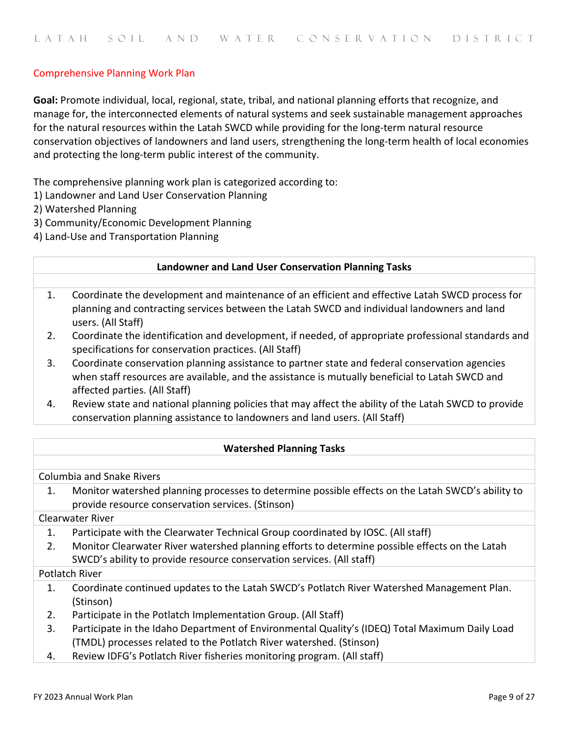## Comprehensive Planning Work Plan

**Goal:** Promote individual, local, regional, state, tribal, and national planning efforts that recognize, and manage for, the interconnected elements of natural systems and seek sustainable management approaches for the natural resources within the Latah SWCD while providing for the long-term natural resource conservation objectives of landowners and land users, strengthening the long-term health of local economies and protecting the long-term public interest of the community.

The comprehensive planning work plan is categorized according to:
1) Landowner and Land User Conservation Planning
2) Watershed Planning
3) Community/Economic Development Planning
4) Land-Use and Transportation Planning

### Landowner and Land User Conservation Planning Tasks

1. Coordinate the development and maintenance of an efficient and effective Latah SWCD process for planning and contracting services between the Latah SWCD and individual landowners and land users. (All Staff)
2. Coordinate the identification and development, if needed, of appropriate professional standards and specifications for conservation practices. (All Staff)
3. Coordinate conservation planning assistance to partner state and federal conservation agencies when staff resources are available, and the assistance is mutually beneficial to Latah SWCD and affected parties. (All Staff)
4. Review state and national planning policies that may affect the ability of the Latah SWCD to provide conservation planning assistance to landowners and land users. (All Staff)

### Watershed Planning Tasks

Columbia and Snake Rivers

1. Monitor watershed planning processes to determine possible effects on the Latah SWCD's ability to provide resource conservation services. (Stinson)

Clearwater River

1. Participate with the Clearwater Technical Group coordinated by IOSC. (All staff)
2. Monitor Clearwater River watershed planning efforts to determine possible effects on the Latah SWCD's ability to provide resource conservation services. (All staff)

Potlatch River

1. Coordinate continued updates to the Latah SWCD's Potlatch River Watershed Management Plan. (Stinson)
2. Participate in the Potlatch Implementation Group. (All Staff)
3. Participate in the Idaho Department of Environmental Quality's (IDEQ) Total Maximum Daily Load (TMDL) processes related to the Potlatch River watershed. (Stinson)
4. Review IDFG's Potlatch River fisheries monitoring program. (All staff)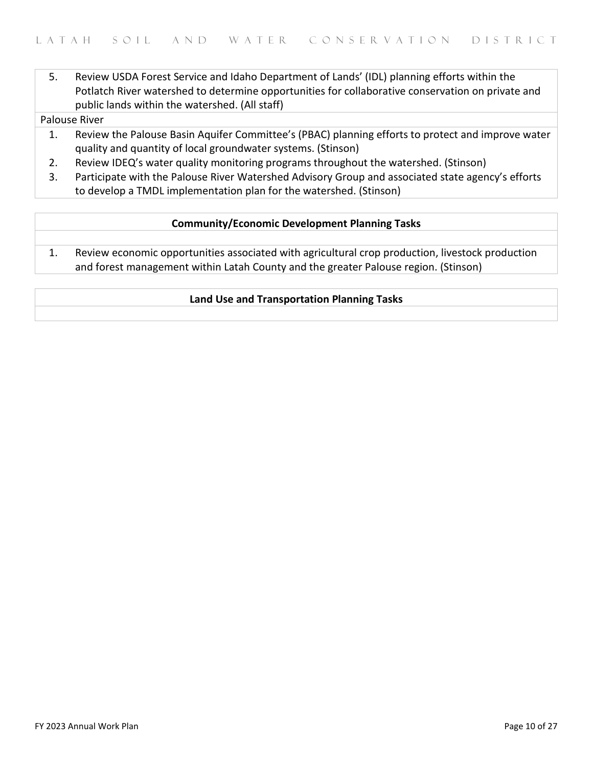5. Review USDA Forest Service and Idaho Department of Lands' (IDL) planning efforts within the Potlatch River watershed to determine opportunities for collaborative conservation on private and public lands within the watershed. (All staff)

Palouse River

1. Review the Palouse Basin Aquifer Committee's (PBAC) planning efforts to protect and improve water quality and quantity of local groundwater systems. (Stinson)
2. Review IDEQ's water quality monitoring programs throughout the watershed. (Stinson)
3. Participate with the Palouse River Watershed Advisory Group and associated state agency's efforts to develop a TMDL implementation plan for the watershed. (Stinson)

**Community/Economic Development Planning Tasks**

1. Review economic opportunities associated with agricultural crop production, livestock production and forest management within Latah County and the greater Palouse region. (Stinson)

**Land Use and Transportation Planning Tasks**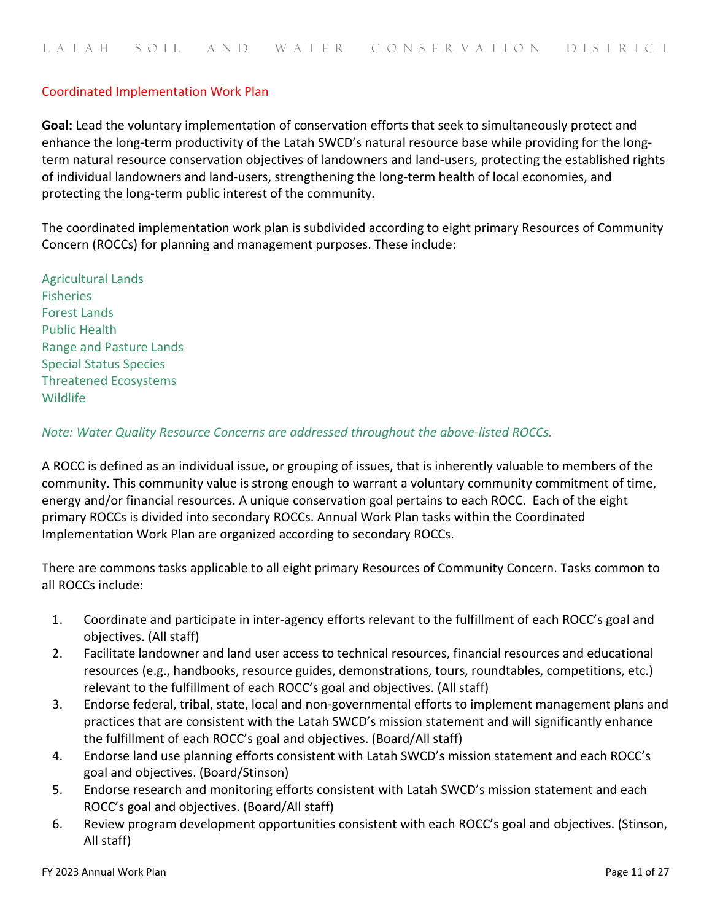## Coordinated Implementation Work Plan

**Goal:** Lead the voluntary implementation of conservation efforts that seek to simultaneously protect and enhance the long-term productivity of the Latah SWCD's natural resource base while providing for the long-term natural resource conservation objectives of landowners and land-users, protecting the established rights of individual landowners and land-users, strengthening the long-term health of local economies, and protecting the long-term public interest of the community.

The coordinated implementation work plan is subdivided according to eight primary Resources of Community Concern (ROCCs) for planning and management purposes. These include:

Agricultural Lands
Fisheries
Forest Lands
Public Health
Range and Pasture Lands
Special Status Species
Threatened Ecosystems
Wildlife

*Note: Water Quality Resource Concerns are addressed throughout the above-listed ROCCs.*

A ROCC is defined as an individual issue, or grouping of issues, that is inherently valuable to members of the community. This community value is strong enough to warrant a voluntary community commitment of time, energy and/or financial resources. A unique conservation goal pertains to each ROCC. Each of the eight primary ROCCs is divided into secondary ROCCs. Annual Work Plan tasks within the Coordinated Implementation Work Plan are organized according to secondary ROCCs.

There are commons tasks applicable to all eight primary Resources of Community Concern. Tasks common to all ROCCs include:

1. Coordinate and participate in inter-agency efforts relevant to the fulfillment of each ROCC's goal and objectives. (All staff)
2. Facilitate landowner and land user access to technical resources, financial resources and educational resources (e.g., handbooks, resource guides, demonstrations, tours, roundtables, competitions, etc.) relevant to the fulfillment of each ROCC's goal and objectives. (All staff)
3. Endorse federal, tribal, state, local and non-governmental efforts to implement management plans and practices that are consistent with the Latah SWCD's mission statement and will significantly enhance the fulfillment of each ROCC's goal and objectives. (Board/All staff)
4. Endorse land use planning efforts consistent with Latah SWCD's mission statement and each ROCC's goal and objectives. (Board/Stinson)
5. Endorse research and monitoring efforts consistent with Latah SWCD's mission statement and each ROCC's goal and objectives. (Board/All staff)
6. Review program development opportunities consistent with each ROCC's goal and objectives. (Stinson, All staff)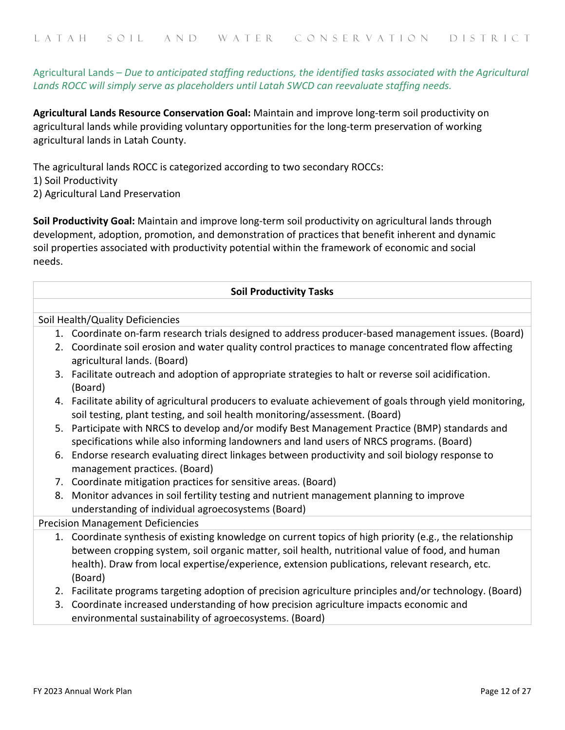Agricultural Lands – *Due to anticipated staffing reductions, the identified tasks associated with the Agricultural Lands ROCC will simply serve as placeholders until Latah SWCD can reevaluate staffing needs.*

**Agricultural Lands Resource Conservation Goal:** Maintain and improve long-term soil productivity on agricultural lands while providing voluntary opportunities for the long-term preservation of working agricultural lands in Latah County.

The agricultural lands ROCC is categorized according to two secondary ROCCs:
1) Soil Productivity
2) Agricultural Land Preservation

**Soil Productivity Goal:** Maintain and improve long-term soil productivity on agricultural lands through development, adoption, promotion, and demonstration of practices that benefit inherent and dynamic soil properties associated with productivity potential within the framework of economic and social needs.

**Soil Productivity Tasks**

Soil Health/Quality Deficiencies

1. Coordinate on-farm research trials designed to address producer-based management issues. (Board)
2. Coordinate soil erosion and water quality control practices to manage concentrated flow affecting agricultural lands. (Board)
3. Facilitate outreach and adoption of appropriate strategies to halt or reverse soil acidification. (Board)
4. Facilitate ability of agricultural producers to evaluate achievement of goals through yield monitoring, soil testing, plant testing, and soil health monitoring/assessment. (Board)
5. Participate with NRCS to develop and/or modify Best Management Practice (BMP) standards and specifications while also informing landowners and land users of NRCS programs. (Board)
6. Endorse research evaluating direct linkages between productivity and soil biology response to management practices. (Board)
7. Coordinate mitigation practices for sensitive areas. (Board)
8. Monitor advances in soil fertility testing and nutrient management planning to improve understanding of individual agroecosystems (Board)

Precision Management Deficiencies

1. Coordinate synthesis of existing knowledge on current topics of high priority (e.g., the relationship between cropping system, soil organic matter, soil health, nutritional value of food, and human health). Draw from local expertise/experience, extension publications, relevant research, etc. (Board)
2. Facilitate programs targeting adoption of precision agriculture principles and/or technology. (Board)
3. Coordinate increased understanding of how precision agriculture impacts economic and environmental sustainability of agroecosystems. (Board)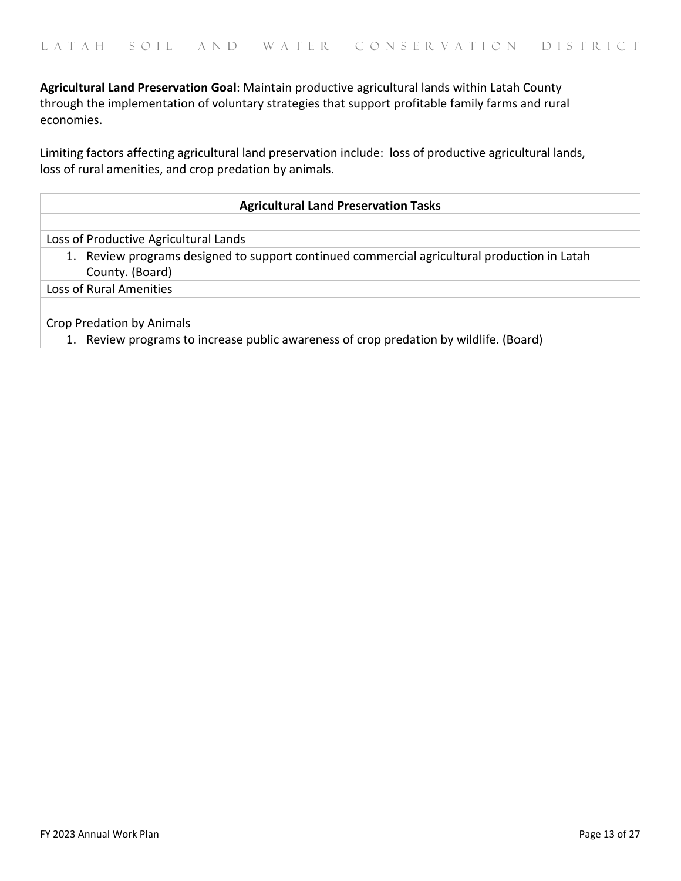**Agricultural Land Preservation Goal**: Maintain productive agricultural lands within Latah County through the implementation of voluntary strategies that support profitable family farms and rural economies.

Limiting factors affecting agricultural land preservation include: loss of productive agricultural lands, loss of rural amenities, and crop predation by animals.

| **Agricultural Land Preservation Tasks** |
| --- |
| |
| Loss of Productive Agricultural Lands |
| 1. Review programs designed to support continued commercial agricultural production in Latah County. (Board) |
| Loss of Rural Amenities |
| |
| Crop Predation by Animals |
| 1. Review programs to increase public awareness of crop predation by wildlife. (Board) |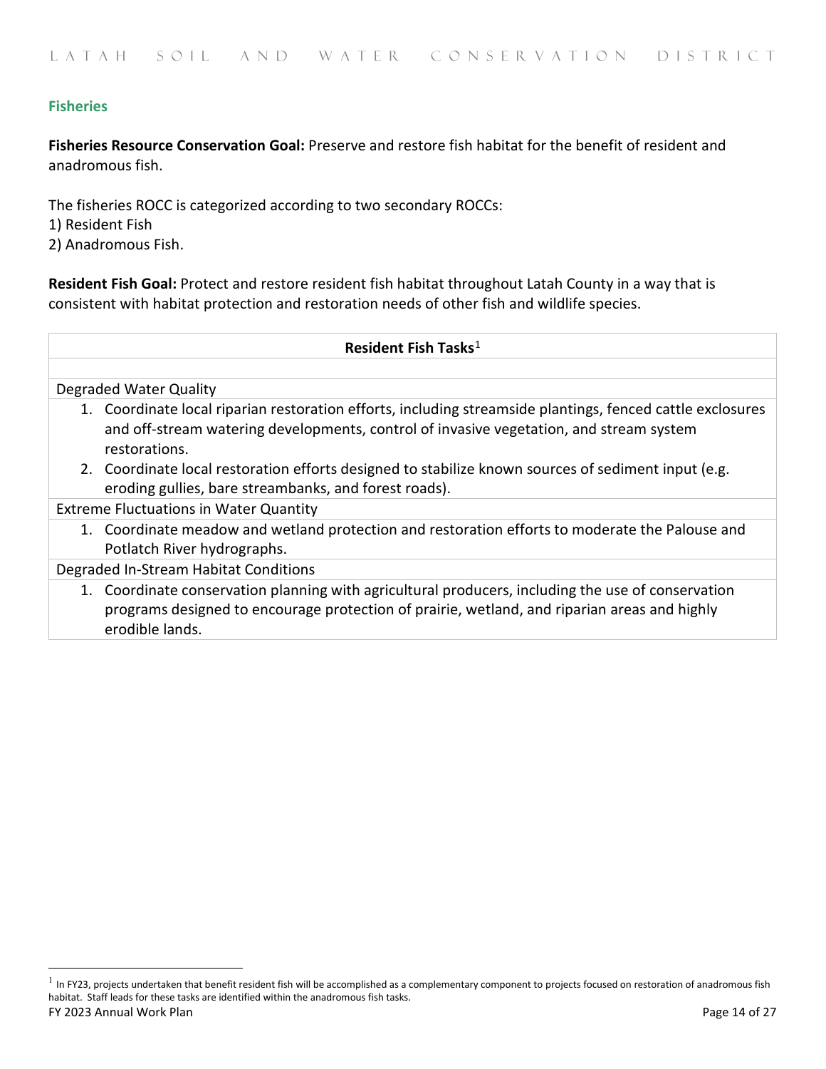### Fisheries

**Fisheries Resource Conservation Goal:** Preserve and restore fish habitat for the benefit of resident and anadromous fish.

The fisheries ROCC is categorized according to two secondary ROCCs:
1) Resident Fish
2) Anadromous Fish.

**Resident Fish Goal:** Protect and restore resident fish habitat throughout Latah County in a way that is consistent with habitat protection and restoration needs of other fish and wildlife species.

| **Resident Fish Tasks**[1] |
|---|
| |
| Degraded Water Quality |
| 1. Coordinate local riparian restoration efforts, including streamside plantings, fenced cattle exclosures and off-stream watering developments, control of invasive vegetation, and stream system restorations.<br>2. Coordinate local restoration efforts designed to stabilize known sources of sediment input (e.g. eroding gullies, bare streambanks, and forest roads). |
| Extreme Fluctuations in Water Quantity |
| 1. Coordinate meadow and wetland protection and restoration efforts to moderate the Palouse and Potlatch River hydrographs. |
| Degraded In-Stream Habitat Conditions |
| 1. Coordinate conservation planning with agricultural producers, including the use of conservation programs designed to encourage protection of prairie, wetland, and riparian areas and highly erodible lands. |

[1] In FY23, projects undertaken that benefit resident fish will be accomplished as a complementary component to projects focused on restoration of anadromous fish habitat. Staff leads for these tasks are identified within the anadromous fish tasks.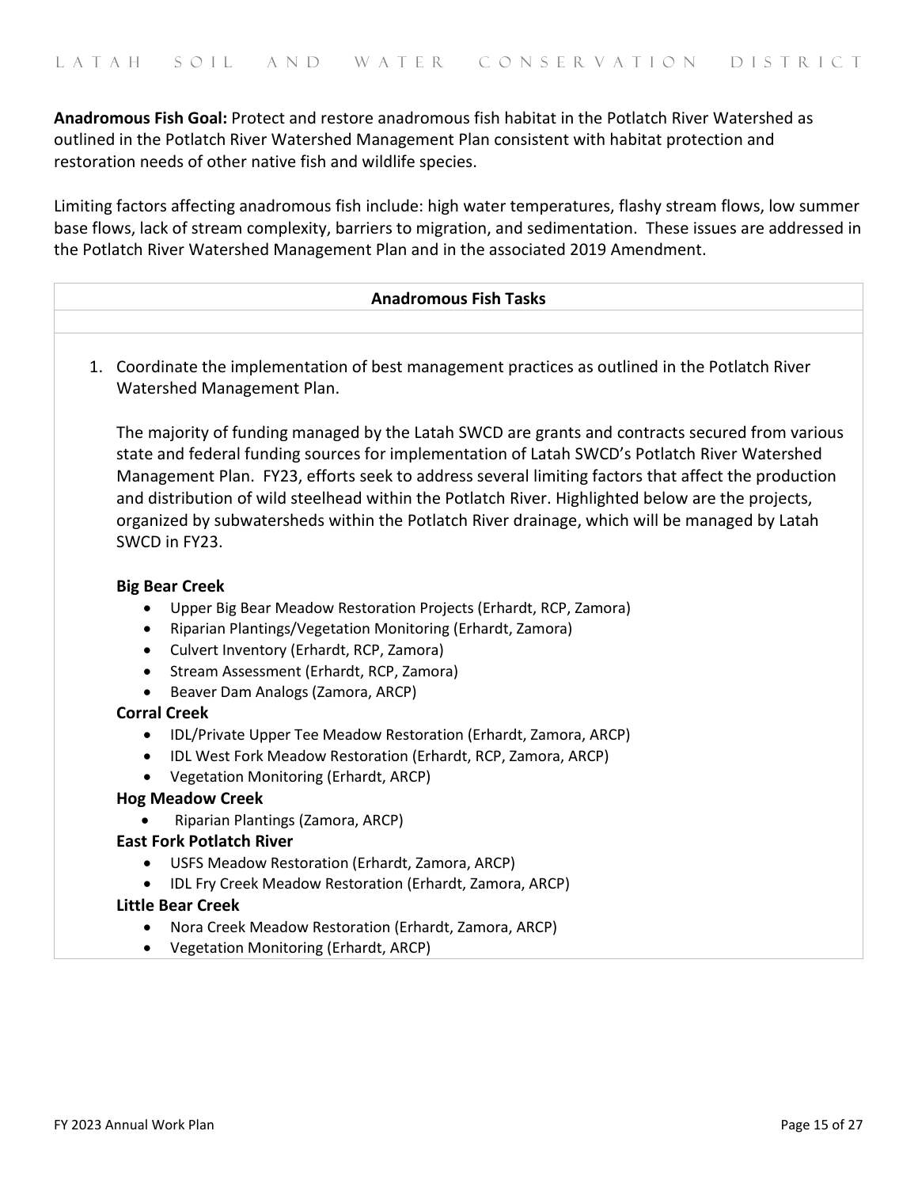**Anadromous Fish Goal:** Protect and restore anadromous fish habitat in the Potlatch River Watershed as outlined in the Potlatch River Watershed Management Plan consistent with habitat protection and restoration needs of other native fish and wildlife species.

Limiting factors affecting anadromous fish include: high water temperatures, flashy stream flows, low summer base flows, lack of stream complexity, barriers to migration, and sedimentation. These issues are addressed in the Potlatch River Watershed Management Plan and in the associated 2019 Amendment.

| **Anadromous Fish Tasks** |
| --- |
| |

1. Coordinate the implementation of best management practices as outlined in the Potlatch River Watershed Management Plan.

   The majority of funding managed by the Latah SWCD are grants and contracts secured from various state and federal funding sources for implementation of Latah SWCD's Potlatch River Watershed Management Plan. FY23, efforts seek to address several limiting factors that affect the production and distribution of wild steelhead within the Potlatch River. Highlighted below are the projects, organized by subwatersheds within the Potlatch River drainage, which will be managed by Latah SWCD in FY23.

   **Big Bear Creek**
   - Upper Big Bear Meadow Restoration Projects (Erhardt, RCP, Zamora)
   - Riparian Plantings/Vegetation Monitoring (Erhardt, Zamora)
   - Culvert Inventory (Erhardt, RCP, Zamora)
   - Stream Assessment (Erhardt, RCP, Zamora)
   - Beaver Dam Analogs (Zamora, ARCP)

   **Corral Creek**
   - IDL/Private Upper Tee Meadow Restoration (Erhardt, Zamora, ARCP)
   - IDL West Fork Meadow Restoration (Erhardt, RCP, Zamora, ARCP)
   - Vegetation Monitoring (Erhardt, ARCP)

   **Hog Meadow Creek**
   - Riparian Plantings (Zamora, ARCP)

   **East Fork Potlatch River**
   - USFS Meadow Restoration (Erhardt, Zamora, ARCP)
   - IDL Fry Creek Meadow Restoration (Erhardt, Zamora, ARCP)

   **Little Bear Creek**
   - Nora Creek Meadow Restoration (Erhardt, Zamora, ARCP)
   - Vegetation Monitoring (Erhardt, ARCP)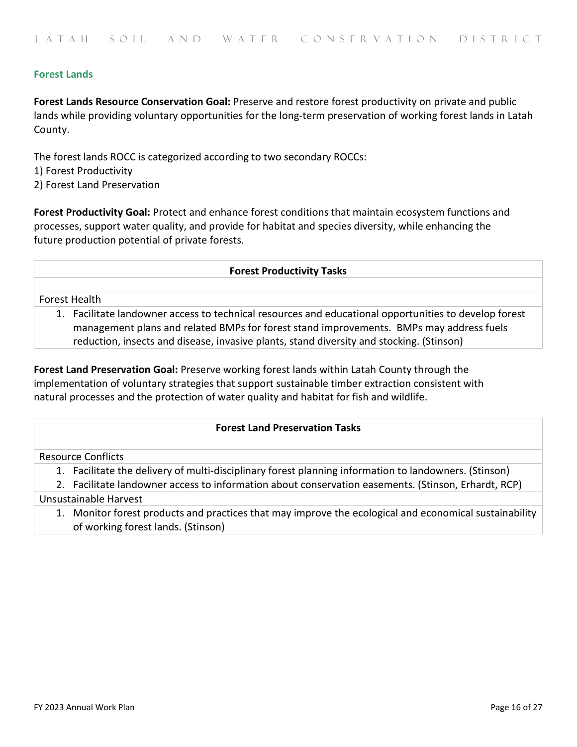## Forest Lands

**Forest Lands Resource Conservation Goal:** Preserve and restore forest productivity on private and public lands while providing voluntary opportunities for the long-term preservation of working forest lands in Latah County.

The forest lands ROCC is categorized according to two secondary ROCCs:
1) Forest Productivity
2) Forest Land Preservation

**Forest Productivity Goal:** Protect and enhance forest conditions that maintain ecosystem functions and processes, support water quality, and provide for habitat and species diversity, while enhancing the future production potential of private forests.

| **Forest Productivity Tasks** |
|---|
| |
| Forest Health |
| 1. Facilitate landowner access to technical resources and educational opportunities to develop forest management plans and related BMPs for forest stand improvements. BMPs may address fuels reduction, insects and disease, invasive plants, stand diversity and stocking. (Stinson) |

**Forest Land Preservation Goal:** Preserve working forest lands within Latah County through the implementation of voluntary strategies that support sustainable timber extraction consistent with natural processes and the protection of water quality and habitat for fish and wildlife.

| **Forest Land Preservation Tasks** |
|---|
| |
| Resource Conflicts |
| 1. Facilitate the delivery of multi-disciplinary forest planning information to landowners. (Stinson)<br>2. Facilitate landowner access to information about conservation easements. (Stinson, Erhardt, RCP) |
| Unsustainable Harvest |
| 1. Monitor forest products and practices that may improve the ecological and economical sustainability of working forest lands. (Stinson) |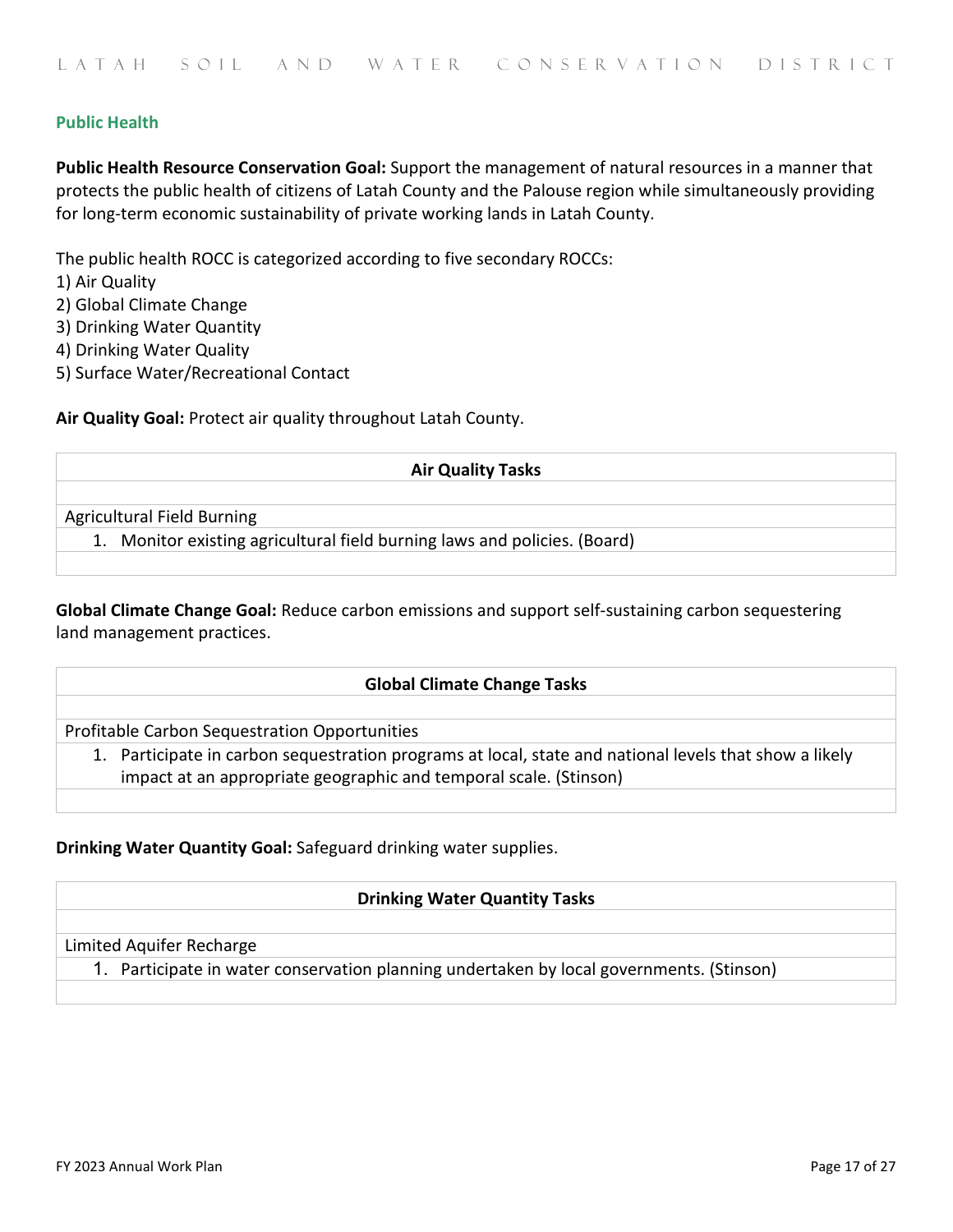## Public Health

**Public Health Resource Conservation Goal:** Support the management of natural resources in a manner that protects the public health of citizens of Latah County and the Palouse region while simultaneously providing for long-term economic sustainability of private working lands in Latah County.

The public health ROCC is categorized according to five secondary ROCCs:
1) Air Quality
2) Global Climate Change
3) Drinking Water Quantity
4) Drinking Water Quality
5) Surface Water/Recreational Contact

**Air Quality Goal:** Protect air quality throughout Latah County.

| Air Quality Tasks |
|---|
| |
| Agricultural Field Burning |
| 1. Monitor existing agricultural field burning laws and policies. (Board) |
| |

**Global Climate Change Goal:** Reduce carbon emissions and support self-sustaining carbon sequestering land management practices.

| Global Climate Change Tasks |
|---|
| |
| Profitable Carbon Sequestration Opportunities |
| 1. Participate in carbon sequestration programs at local, state and national levels that show a likely impact at an appropriate geographic and temporal scale. (Stinson) |
| |

**Drinking Water Quantity Goal:** Safeguard drinking water supplies.

| Drinking Water Quantity Tasks |
|---|
| |
| Limited Aquifer Recharge |
| 1. Participate in water conservation planning undertaken by local governments. (Stinson) |
| |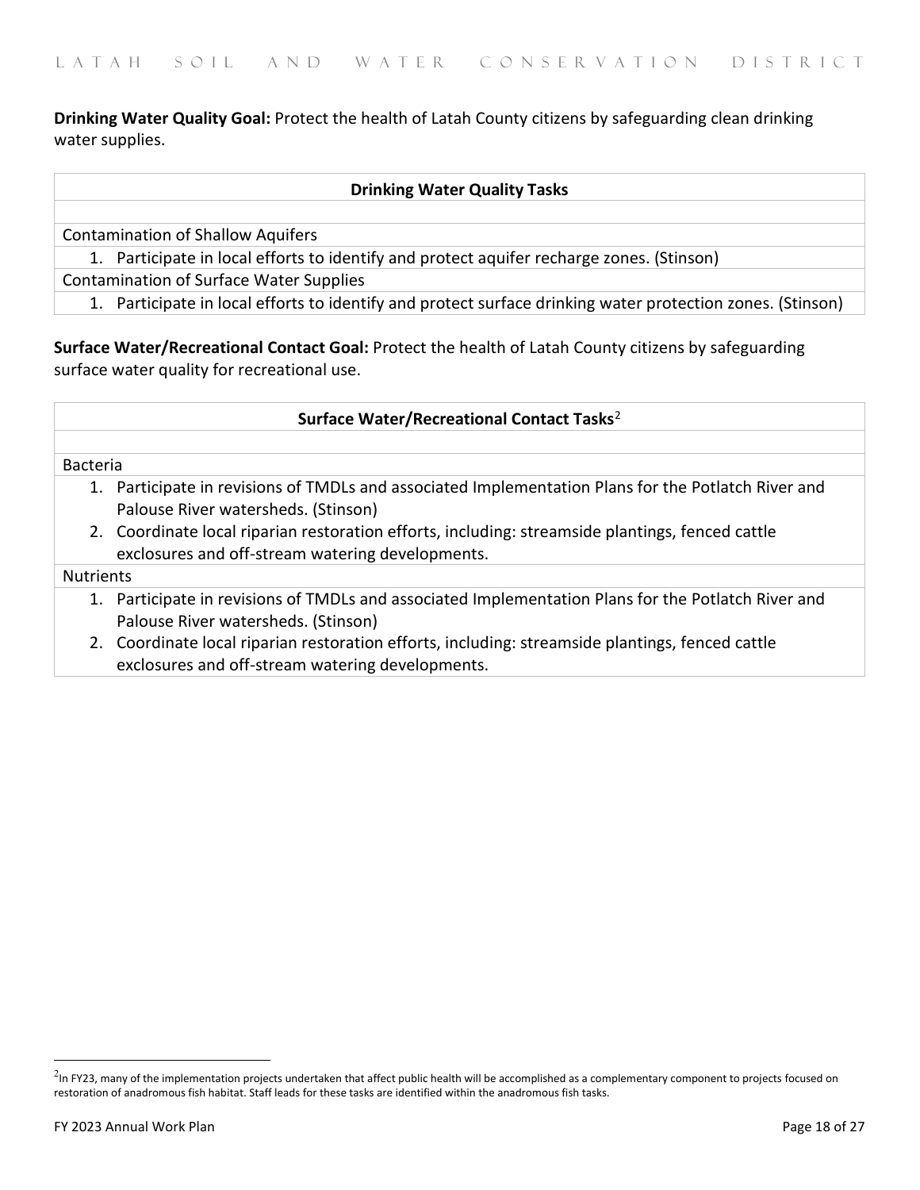**Drinking Water Quality Goal:** Protect the health of Latah County citizens by safeguarding clean drinking water supplies.

| **Drinking Water Quality Tasks** |
|---|
| |
| Contamination of Shallow Aquifers |
| 1. Participate in local efforts to identify and protect aquifer recharge zones. (Stinson) |
| Contamination of Surface Water Supplies |
| 1. Participate in local efforts to identify and protect surface drinking water protection zones. (Stinson) |

**Surface Water/Recreational Contact Goal:** Protect the health of Latah County citizens by safeguarding surface water quality for recreational use.

| **Surface Water/Recreational Contact Tasks**[2] |
|---|
| |
| Bacteria |
| 1. Participate in revisions of TMDLs and associated Implementation Plans for the Potlatch River and Palouse River watersheds. (Stinson) <br> 2. Coordinate local riparian restoration efforts, including: streamside plantings, fenced cattle exclosures and off-stream watering developments. |
| Nutrients |
| 1. Participate in revisions of TMDLs and associated Implementation Plans for the Potlatch River and Palouse River watersheds. (Stinson) <br> 2. Coordinate local riparian restoration efforts, including: streamside plantings, fenced cattle exclosures and off-stream watering developments. |

[2] In FY23, many of the implementation projects undertaken that affect public health will be accomplished as a complementary component to projects focused on restoration of anadromous fish habitat. Staff leads for these tasks are identified within the anadromous fish tasks.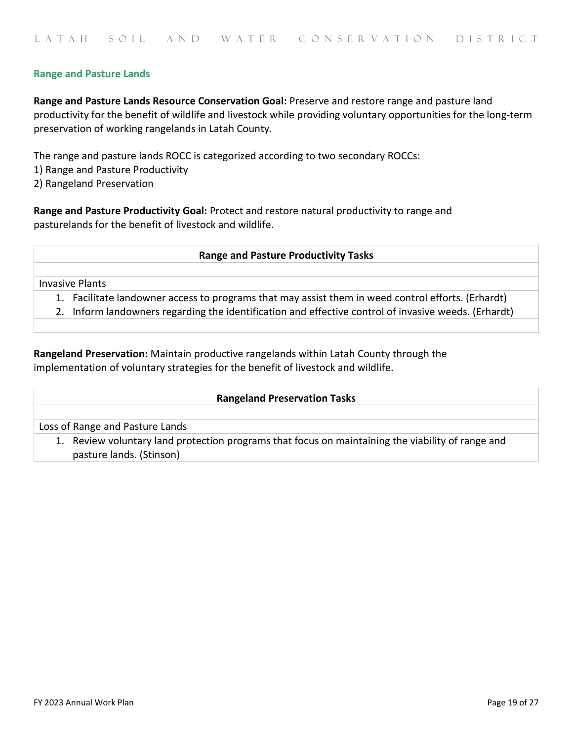## Range and Pasture Lands

**Range and Pasture Lands Resource Conservation Goal:** Preserve and restore range and pasture land productivity for the benefit of wildlife and livestock while providing voluntary opportunities for the long-term preservation of working rangelands in Latah County.

The range and pasture lands ROCC is categorized according to two secondary ROCCs:
1) Range and Pasture Productivity
2) Rangeland Preservation

**Range and Pasture Productivity Goal:** Protect and restore natural productivity to range and pasturelands for the benefit of livestock and wildlife.

| Range and Pasture Productivity Tasks |
|---|
| |
| Invasive Plants |
| 1. Facilitate landowner access to programs that may assist them in weed control efforts. (Erhardt) <br> 2. Inform landowners regarding the identification and effective control of invasive weeds. (Erhardt) |
| |

**Rangeland Preservation:** Maintain productive rangelands within Latah County through the implementation of voluntary strategies for the benefit of livestock and wildlife.

| Rangeland Preservation Tasks |
|---|
| |
| Loss of Range and Pasture Lands |
| 1. Review voluntary land protection programs that focus on maintaining the viability of range and pasture lands. (Stinson) |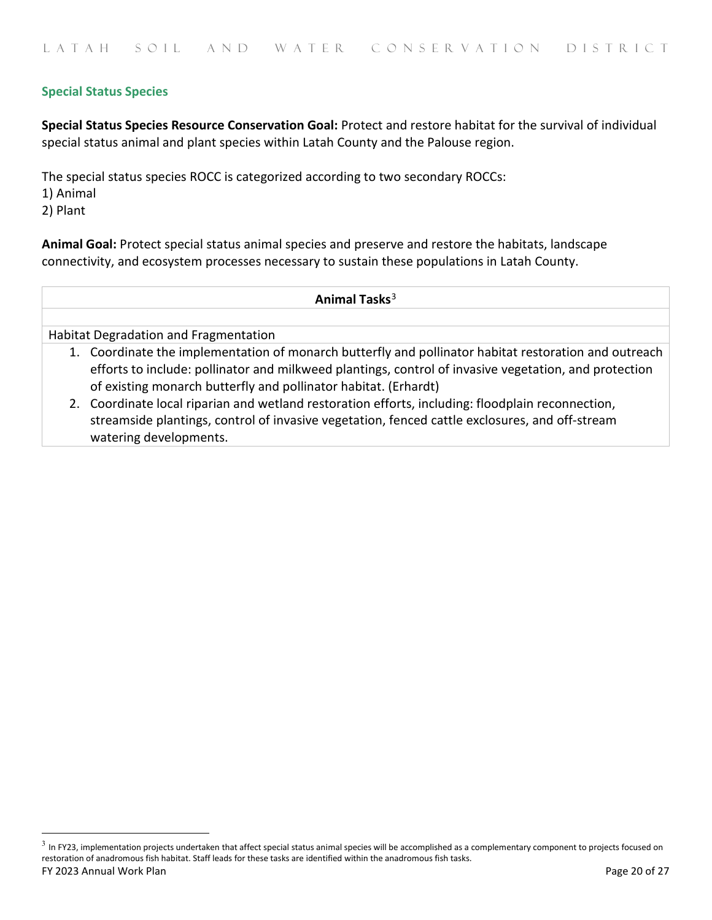### Special Status Species

**Special Status Species Resource Conservation Goal:** Protect and restore habitat for the survival of individual special status animal and plant species within Latah County and the Palouse region.

The special status species ROCC is categorized according to two secondary ROCCs:
1) Animal
2) Plant

**Animal Goal:** Protect special status animal species and preserve and restore the habitats, landscape connectivity, and ecosystem processes necessary to sustain these populations in Latah County.

| **Animal Tasks**[3] |
|---|
| |
| Habitat Degradation and Fragmentation<br>1. Coordinate the implementation of monarch butterfly and pollinator habitat restoration and outreach efforts to include: pollinator and milkweed plantings, control of invasive vegetation, and protection of existing monarch butterfly and pollinator habitat. (Erhardt)<br>2. Coordinate local riparian and wetland restoration efforts, including: floodplain reconnection, streamside plantings, control of invasive vegetation, fenced cattle exclosures, and off-stream watering developments. |

[3] In FY23, implementation projects undertaken that affect special status animal species will be accomplished as a complementary component to projects focused on restoration of anadromous fish habitat. Staff leads for these tasks are identified within the anadromous fish tasks.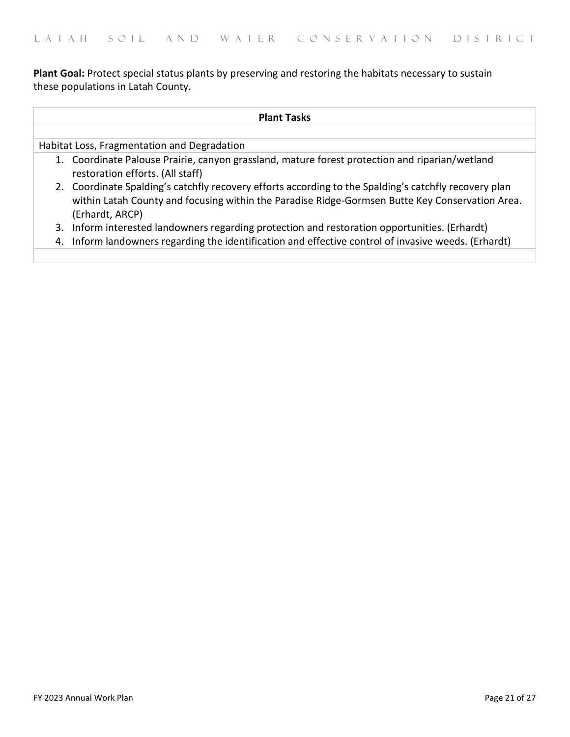**Plant Goal:** Protect special status plants by preserving and restoring the habitats necessary to sustain these populations in Latah County.

| Plant Tasks |
|---|
| |
| Habitat Loss, Fragmentation and Degradation |
| 1. Coordinate Palouse Prairie, canyon grassland, mature forest protection and riparian/wetland restoration efforts. (All staff)<br>2. Coordinate Spalding's catchfly recovery efforts according to the Spalding's catchfly recovery plan within Latah County and focusing within the Paradise Ridge-Gormsen Butte Key Conservation Area. (Erhardt, ARCP)<br>3. Inform interested landowners regarding protection and restoration opportunities. (Erhardt)<br>4. Inform landowners regarding the identification and effective control of invasive weeds. (Erhardt) |
| |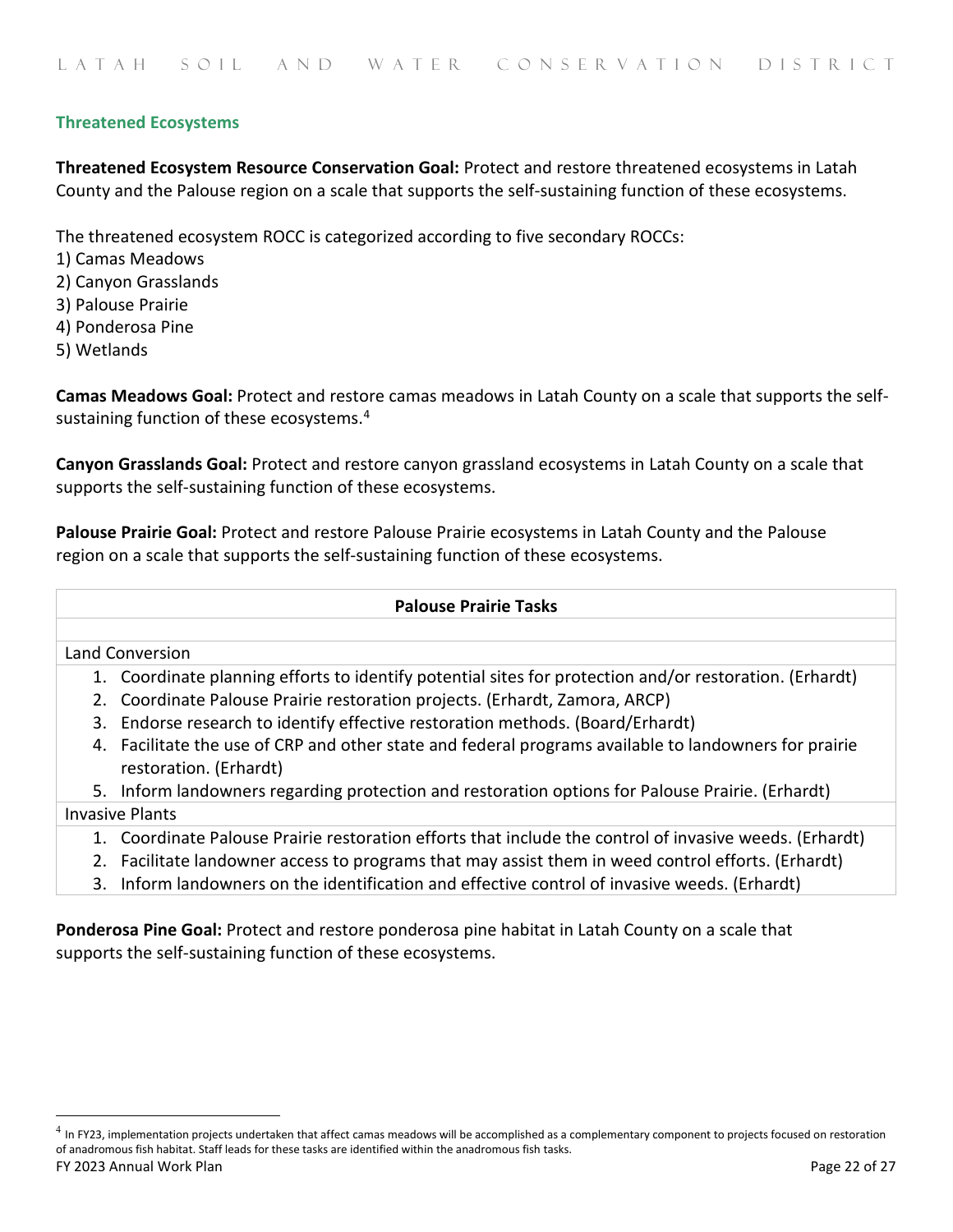### Threatened Ecosystems

**Threatened Ecosystem Resource Conservation Goal:** Protect and restore threatened ecosystems in Latah County and the Palouse region on a scale that supports the self-sustaining function of these ecosystems.

The threatened ecosystem ROCC is categorized according to five secondary ROCCs:
1) Camas Meadows
2) Canyon Grasslands
3) Palouse Prairie
4) Ponderosa Pine
5) Wetlands

**Camas Meadows Goal:** Protect and restore camas meadows in Latah County on a scale that supports the self-sustaining function of these ecosystems.[4]

**Canyon Grasslands Goal:** Protect and restore canyon grassland ecosystems in Latah County on a scale that supports the self-sustaining function of these ecosystems.

**Palouse Prairie Goal:** Protect and restore Palouse Prairie ecosystems in Latah County and the Palouse region on a scale that supports the self-sustaining function of these ecosystems.

| Palouse Prairie Tasks |
|---|
| |
| Land Conversion |
| 1. Coordinate planning efforts to identify potential sites for protection and/or restoration. (Erhardt)<br>2. Coordinate Palouse Prairie restoration projects. (Erhardt, Zamora, ARCP)<br>3. Endorse research to identify effective restoration methods. (Board/Erhardt)<br>4. Facilitate the use of CRP and other state and federal programs available to landowners for prairie restoration. (Erhardt)<br>5. Inform landowners regarding protection and restoration options for Palouse Prairie. (Erhardt) |
| Invasive Plants |
| 1. Coordinate Palouse Prairie restoration efforts that include the control of invasive weeds. (Erhardt)<br>2. Facilitate landowner access to programs that may assist them in weed control efforts. (Erhardt)<br>3. Inform landowners on the identification and effective control of invasive weeds. (Erhardt) |

**Ponderosa Pine Goal:** Protect and restore ponderosa pine habitat in Latah County on a scale that supports the self-sustaining function of these ecosystems.

[4] In FY23, implementation projects undertaken that affect camas meadows will be accomplished as a complementary component to projects focused on restoration of anadromous fish habitat. Staff leads for these tasks are identified within the anadromous fish tasks.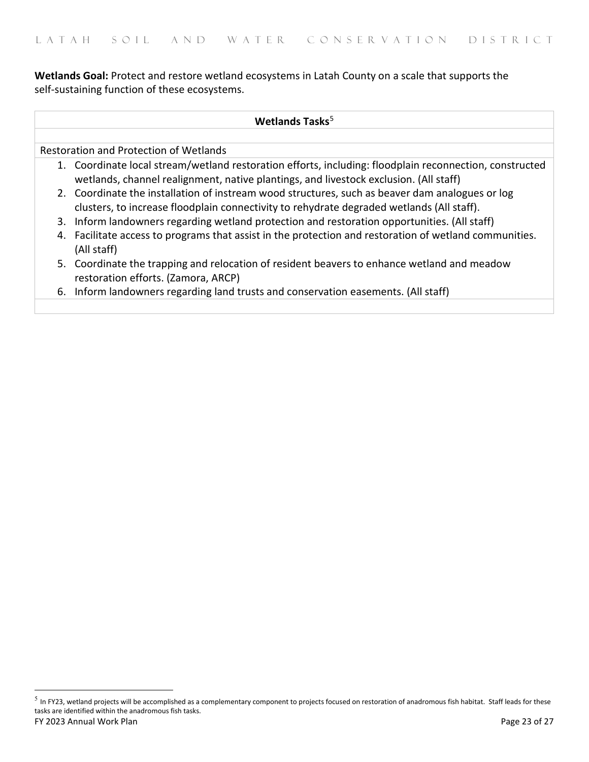**Wetlands Goal:** Protect and restore wetland ecosystems in Latah County on a scale that supports the self-sustaining function of these ecosystems.

| **Wetlands Tasks**[5] |
|---|
| |
| Restoration and Protection of Wetlands |
| 1. Coordinate local stream/wetland restoration efforts, including: floodplain reconnection, constructed wetlands, channel realignment, native plantings, and livestock exclusion. (All staff)<br>2. Coordinate the installation of instream wood structures, such as beaver dam analogues or log clusters, to increase floodplain connectivity to rehydrate degraded wetlands (All staff).<br>3. Inform landowners regarding wetland protection and restoration opportunities. (All staff)<br>4. Facilitate access to programs that assist in the protection and restoration of wetland communities. (All staff)<br>5. Coordinate the trapping and relocation of resident beavers to enhance wetland and meadow restoration efforts. (Zamora, ARCP)<br>6. Inform landowners regarding land trusts and conservation easements. (All staff) |
| |

[5] In FY23, wetland projects will be accomplished as a complementary component to projects focused on restoration of anadromous fish habitat. Staff leads for these tasks are identified within the anadromous fish tasks.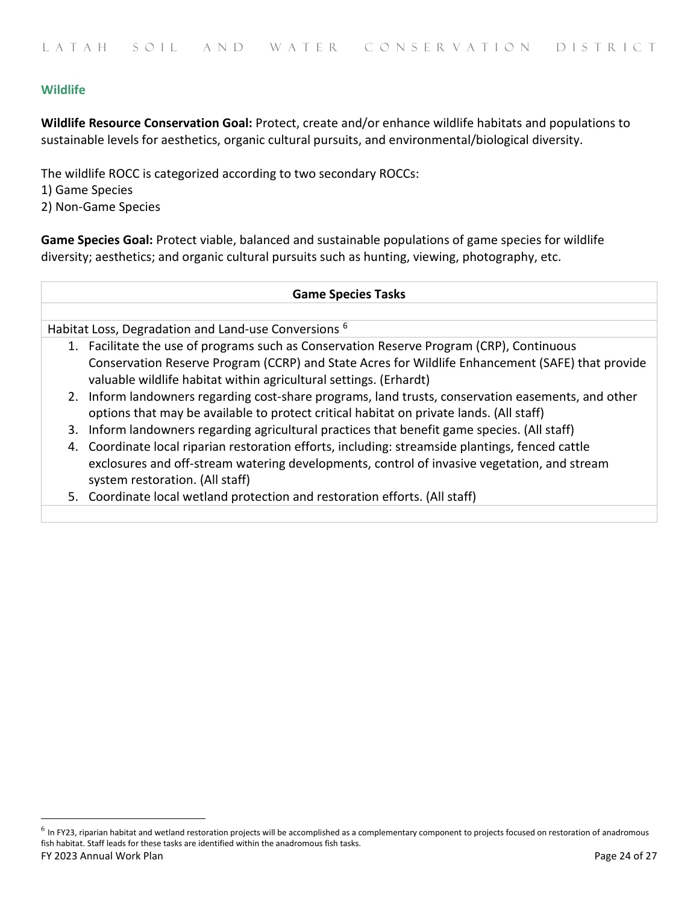## Wildlife

**Wildlife Resource Conservation Goal:** Protect, create and/or enhance wildlife habitats and populations to sustainable levels for aesthetics, organic cultural pursuits, and environmental/biological diversity.

The wildlife ROCC is categorized according to two secondary ROCCs:
1) Game Species
2) Non-Game Species

**Game Species Goal:** Protect viable, balanced and sustainable populations of game species for wildlife diversity; aesthetics; and organic cultural pursuits such as hunting, viewing, photography, etc.

| Game Species Tasks |
|---|
| |
| Habitat Loss, Degradation and Land-use Conversions [6] |
| 1. Facilitate the use of programs such as Conservation Reserve Program (CRP), Continuous Conservation Reserve Program (CCRP) and State Acres for Wildlife Enhancement (SAFE) that provide valuable wildlife habitat within agricultural settings. (Erhardt)<br>2. Inform landowners regarding cost-share programs, land trusts, conservation easements, and other options that may be available to protect critical habitat on private lands. (All staff)<br>3. Inform landowners regarding agricultural practices that benefit game species. (All staff)<br>4. Coordinate local riparian restoration efforts, including: streamside plantings, fenced cattle exclosures and off-stream watering developments, control of invasive vegetation, and stream system restoration. (All staff)<br>5. Coordinate local wetland protection and restoration efforts. (All staff) |
| |

[6] In FY23, riparian habitat and wetland restoration projects will be accomplished as a complementary component to projects focused on restoration of anadromous fish habitat. Staff leads for these tasks are identified within the anadromous fish tasks.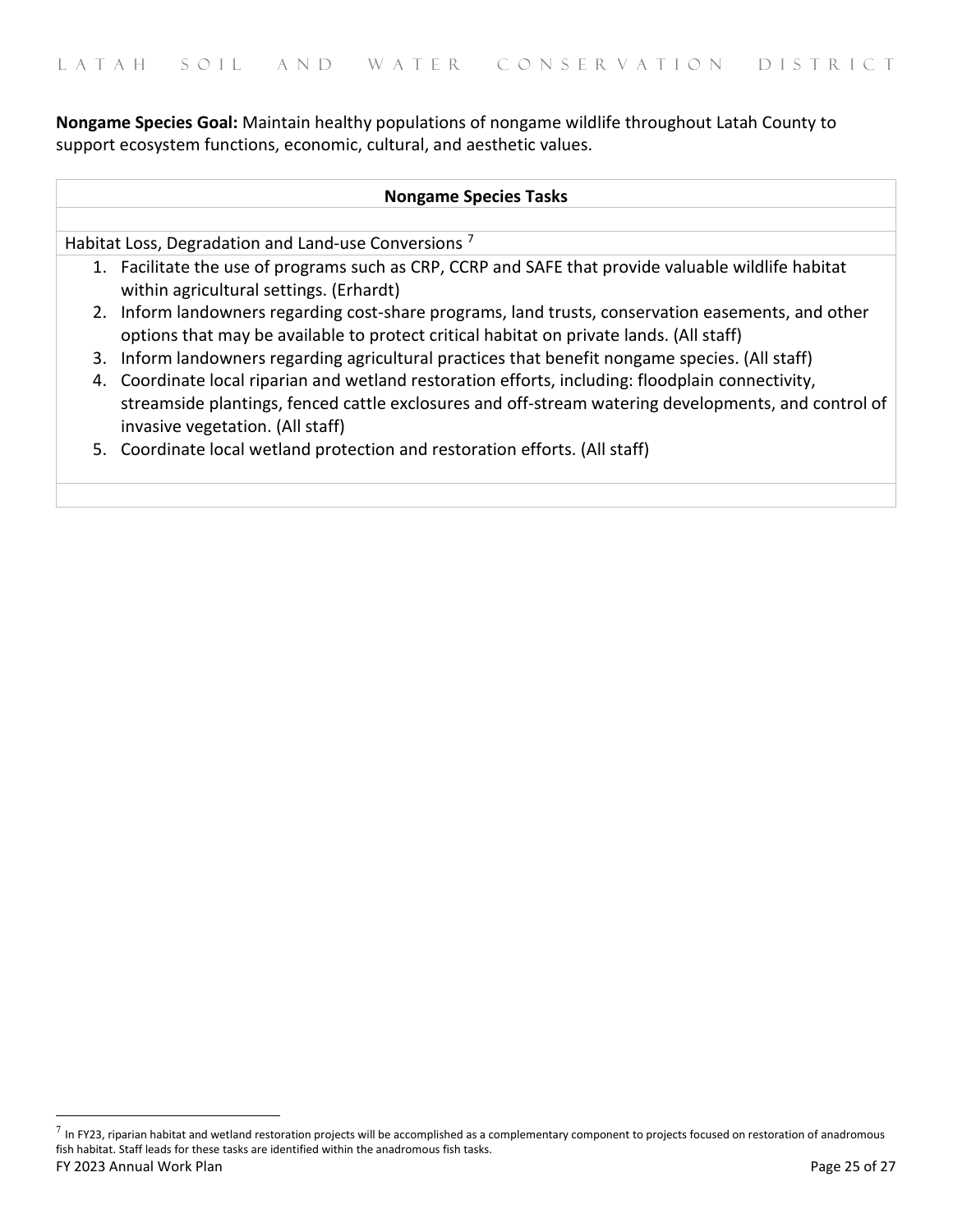**Nongame Species Goal:** Maintain healthy populations of nongame wildlife throughout Latah County to support ecosystem functions, economic, cultural, and aesthetic values.

| Nongame Species Tasks |
|---|
| Habitat Loss, Degradation and Land-use Conversions [7] |
| 1. Facilitate the use of programs such as CRP, CCRP and SAFE that provide valuable wildlife habitat within agricultural settings. (Erhardt)<br>2. Inform landowners regarding cost-share programs, land trusts, conservation easements, and other options that may be available to protect critical habitat on private lands. (All staff)<br>3. Inform landowners regarding agricultural practices that benefit nongame species. (All staff)<br>4. Coordinate local riparian and wetland restoration efforts, including: floodplain connectivity, streamside plantings, fenced cattle exclosures and off-stream watering developments, and control of invasive vegetation. (All staff)<br>5. Coordinate local wetland protection and restoration efforts. (All staff) |

[7] In FY23, riparian habitat and wetland restoration projects will be accomplished as a complementary component to projects focused on restoration of anadromous fish habitat. Staff leads for these tasks are identified within the anadromous fish tasks.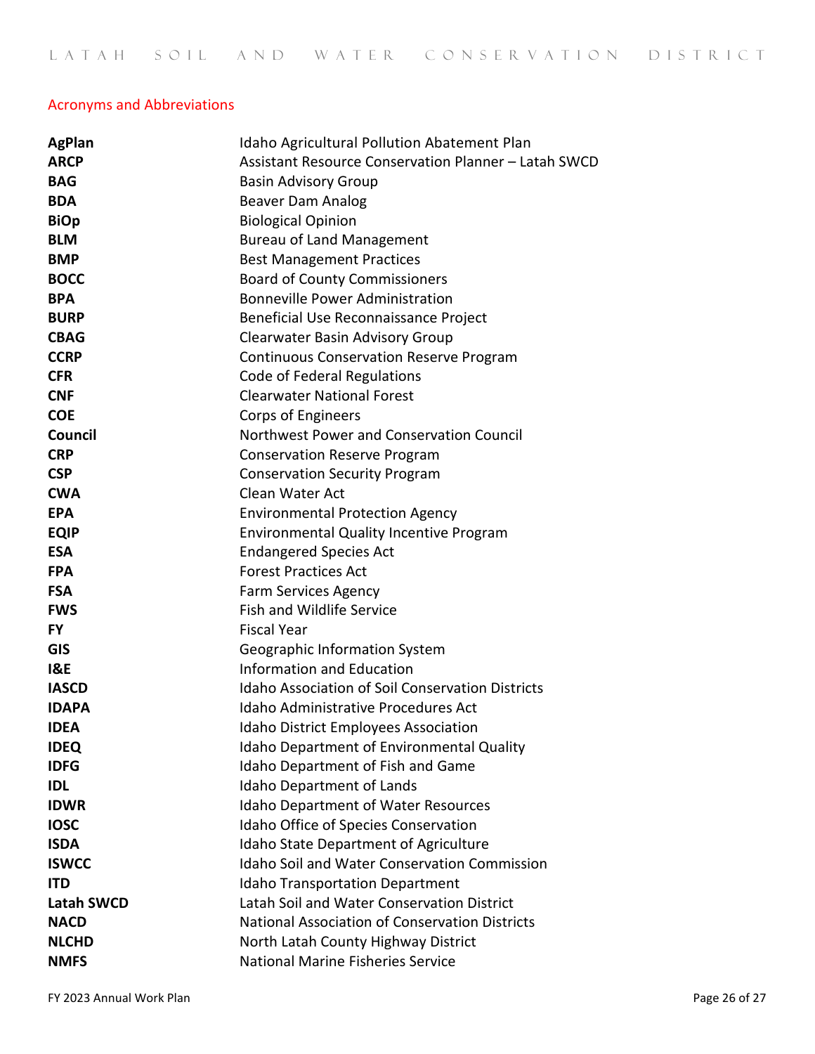## Acronyms and Abbreviations

| | |
|---|---|
| **AgPlan** | Idaho Agricultural Pollution Abatement Plan |
| **ARCP** | Assistant Resource Conservation Planner – Latah SWCD |
| **BAG** | Basin Advisory Group |
| **BDA** | Beaver Dam Analog |
| **BiOp** | Biological Opinion |
| **BLM** | Bureau of Land Management |
| **BMP** | Best Management Practices |
| **BOCC** | Board of County Commissioners |
| **BPA** | Bonneville Power Administration |
| **BURP** | Beneficial Use Reconnaissance Project |
| **CBAG** | Clearwater Basin Advisory Group |
| **CCRP** | Continuous Conservation Reserve Program |
| **CFR** | Code of Federal Regulations |
| **CNF** | Clearwater National Forest |
| **COE** | Corps of Engineers |
| **Council** | Northwest Power and Conservation Council |
| **CRP** | Conservation Reserve Program |
| **CSP** | Conservation Security Program |
| **CWA** | Clean Water Act |
| **EPA** | Environmental Protection Agency |
| **EQIP** | Environmental Quality Incentive Program |
| **ESA** | Endangered Species Act |
| **FPA** | Forest Practices Act |
| **FSA** | Farm Services Agency |
| **FWS** | Fish and Wildlife Service |
| **FY** | Fiscal Year |
| **GIS** | Geographic Information System |
| **I&E** | Information and Education |
| **IASCD** | Idaho Association of Soil Conservation Districts |
| **IDAPA** | Idaho Administrative Procedures Act |
| **IDEA** | Idaho District Employees Association |
| **IDEQ** | Idaho Department of Environmental Quality |
| **IDFG** | Idaho Department of Fish and Game |
| **IDL** | Idaho Department of Lands |
| **IDWR** | Idaho Department of Water Resources |
| **IOSC** | Idaho Office of Species Conservation |
| **ISDA** | Idaho State Department of Agriculture |
| **ISWCC** | Idaho Soil and Water Conservation Commission |
| **ITD** | Idaho Transportation Department |
| **Latah SWCD** | Latah Soil and Water Conservation District |
| **NACD** | National Association of Conservation Districts |
| **NLCHD** | North Latah County Highway District |
| **NMFS** | National Marine Fisheries Service |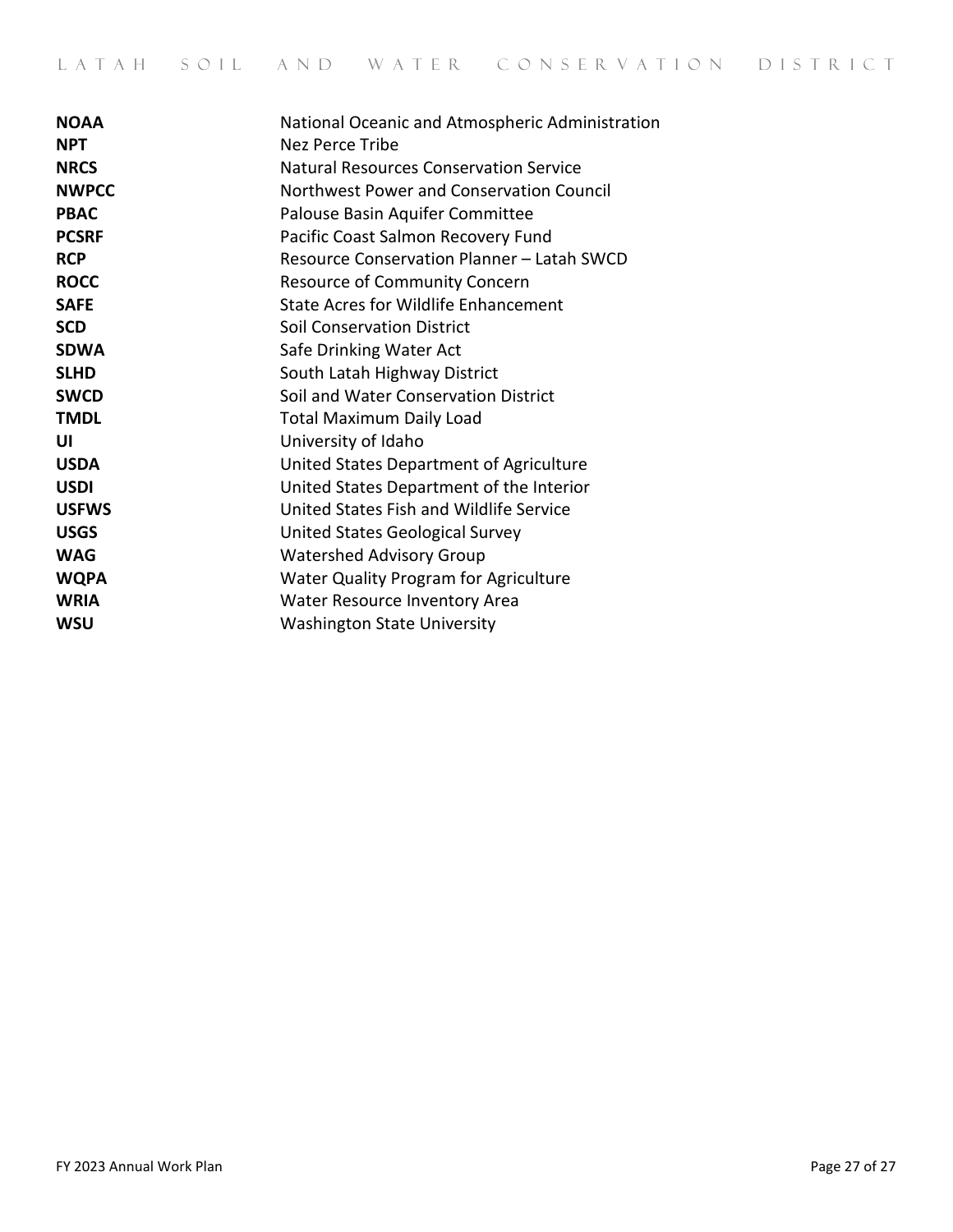| | |
|---|---|
| **NOAA** | National Oceanic and Atmospheric Administration |
| **NPT** | Nez Perce Tribe |
| **NRCS** | Natural Resources Conservation Service |
| **NWPCC** | Northwest Power and Conservation Council |
| **PBAC** | Palouse Basin Aquifer Committee |
| **PCSRF** | Pacific Coast Salmon Recovery Fund |
| **RCP** | Resource Conservation Planner – Latah SWCD |
| **ROCC** | Resource of Community Concern |
| **SAFE** | State Acres for Wildlife Enhancement |
| **SCD** | Soil Conservation District |
| **SDWA** | Safe Drinking Water Act |
| **SLHD** | South Latah Highway District |
| **SWCD** | Soil and Water Conservation District |
| **TMDL** | Total Maximum Daily Load |
| **UI** | University of Idaho |
| **USDA** | United States Department of Agriculture |
| **USDI** | United States Department of the Interior |
| **USFWS** | United States Fish and Wildlife Service |
| **USGS** | United States Geological Survey |
| **WAG** | Watershed Advisory Group |
| **WQPA** | Water Quality Program for Agriculture |
| **WRIA** | Water Resource Inventory Area |
| **WSU** | Washington State University |